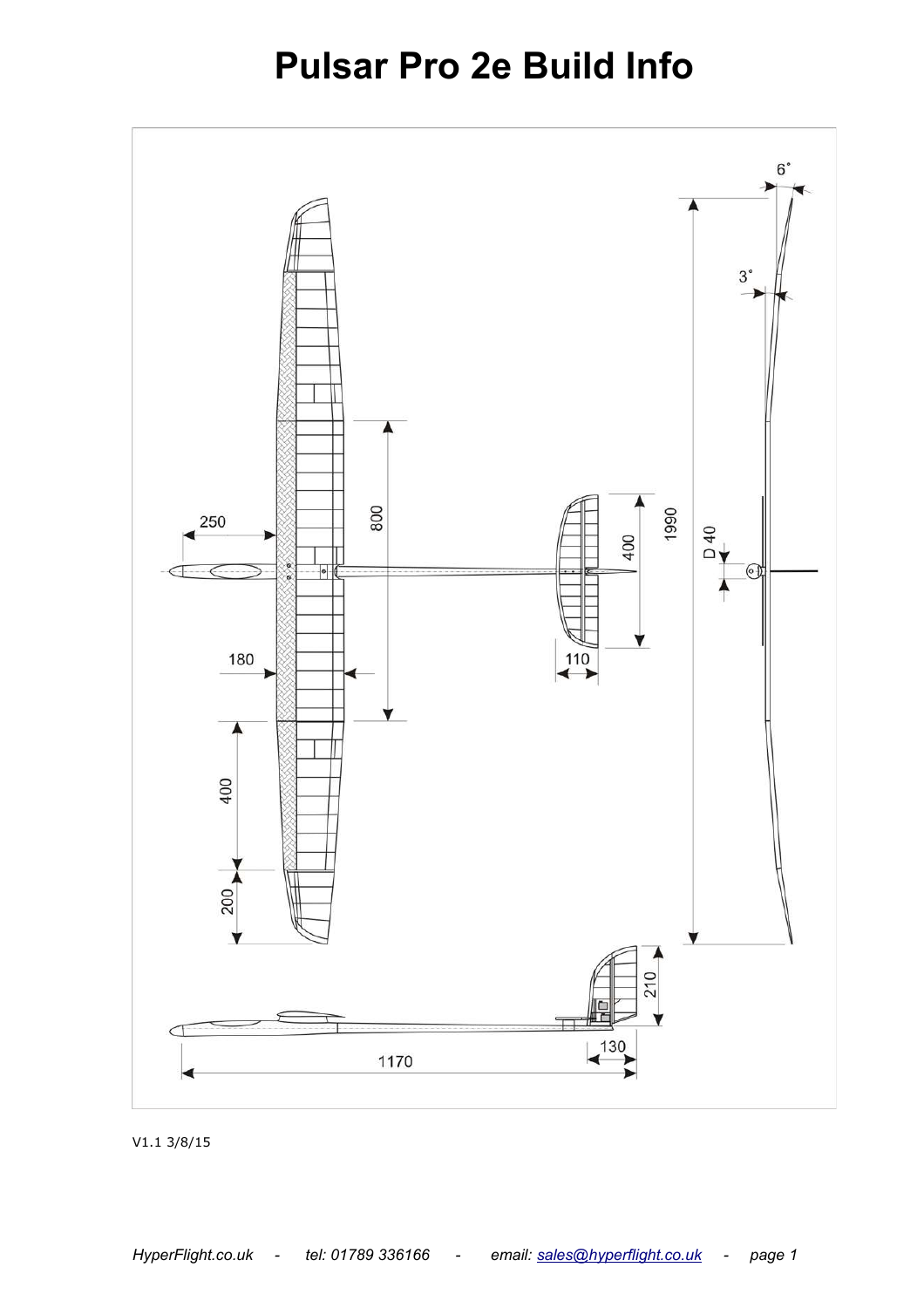# Pulsar Pro 2e Build Info

6°

3°

250

800

400

1990

D 40

110

180

400

200

210

130

1170

V1.1 3/8/15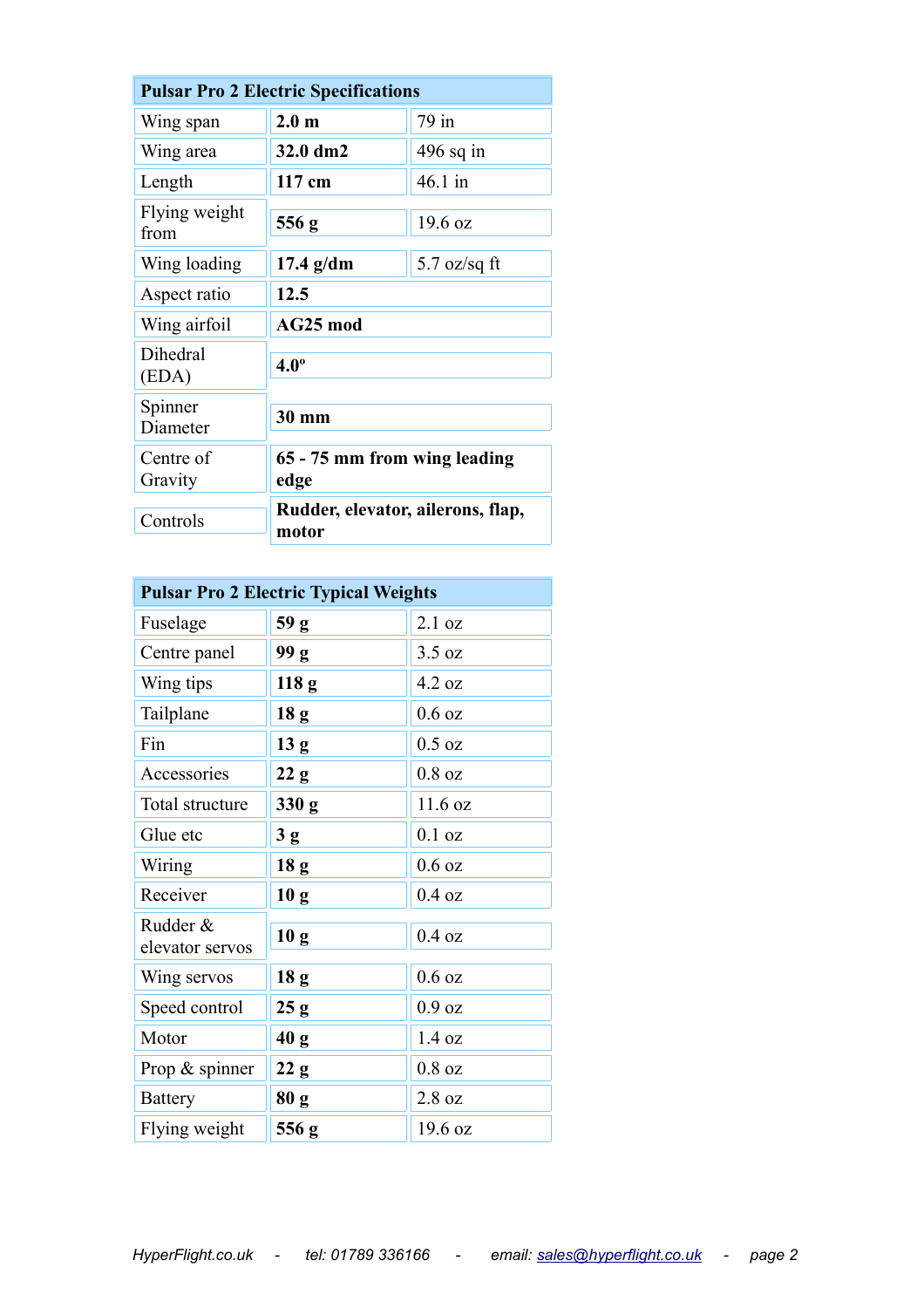| Pulsar Pro 2 Electric Specifications | | |
|---|---|---|
| Wing span | **2.0 m** | 79 in |
| Wing area | **32.0 dm2** | 496 sq in |
| Length | **117 cm** | 46.1 in |
| Flying weight from | **556 g** | 19.6 oz |
| Wing loading | **17.4 g/dm** | 5.7 oz/sq ft |
| Aspect ratio | **12.5** | |
| Wing airfoil | **AG25 mod** | |
| Dihedral (EDA) | **4.0º** | |
| Spinner Diameter | **30 mm** | |
| Centre of Gravity | **65 - 75 mm from wing leading edge** | |
| Controls | **Rudder, elevator, ailerons, flap, motor** | |

| Pulsar Pro 2 Electric Typical Weights | | |
|---|---|---|
| Fuselage | **59 g** | 2.1 oz |
| Centre panel | **99 g** | 3.5 oz |
| Wing tips | **118 g** | 4.2 oz |
| Tailplane | **18 g** | 0.6 oz |
| Fin | **13 g** | 0.5 oz |
| Accessories | **22 g** | 0.8 oz |
| Total structure | **330 g** | 11.6 oz |
| Glue etc | **3 g** | 0.1 oz |
| Wiring | **18 g** | 0.6 oz |
| Receiver | **10 g** | 0.4 oz |
| Rudder & elevator servos | **10 g** | 0.4 oz |
| Wing servos | **18 g** | 0.6 oz |
| Speed control | **25 g** | 0.9 oz |
| Motor | **40 g** | 1.4 oz |
| Prop & spinner | **22 g** | 0.8 oz |
| Battery | **80 g** | 2.8 oz |
| Flying weight | **556 g** | 19.6 oz |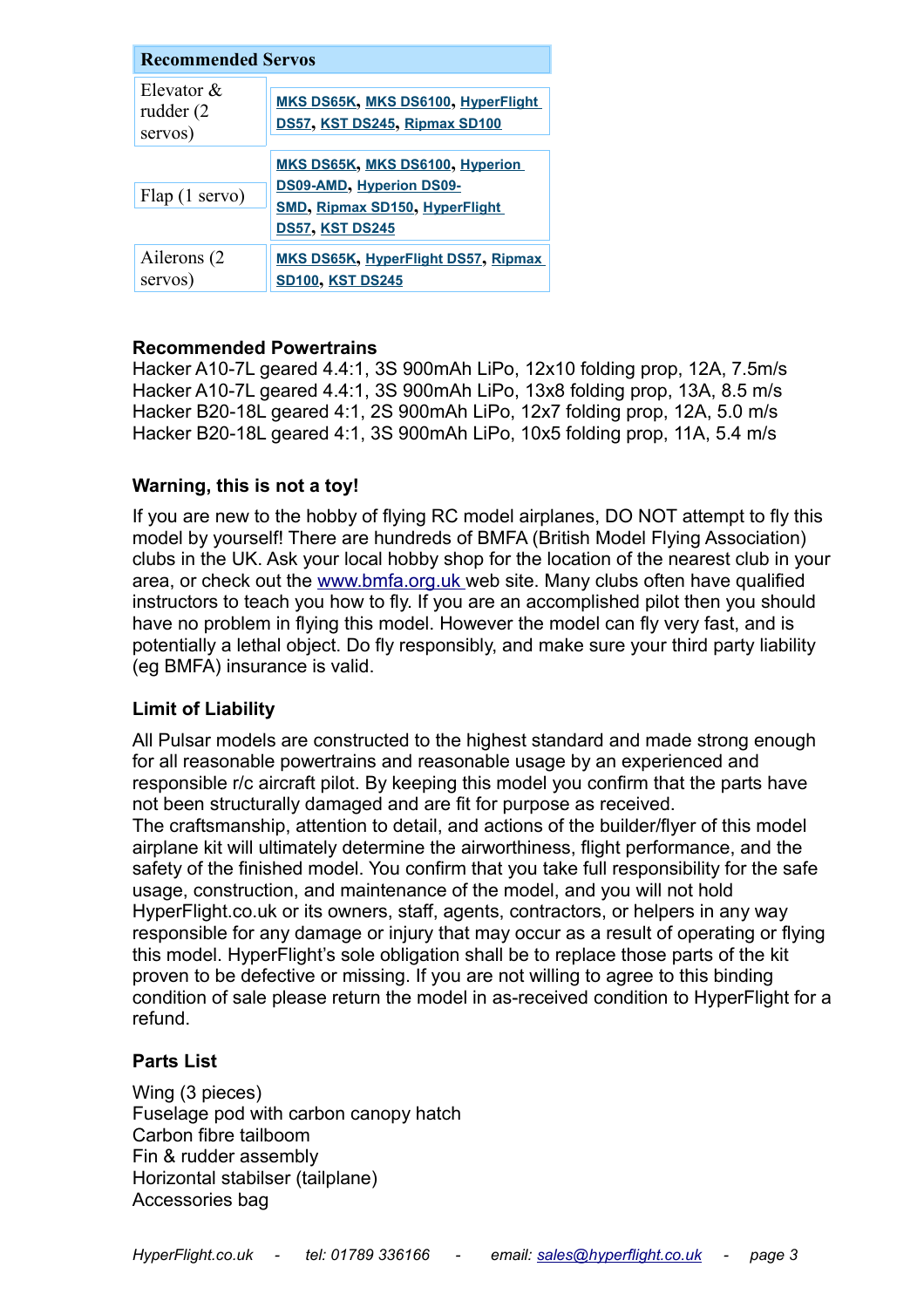| Recommended Servos | |
|---|---|
| Elevator & rudder (2 servos) | **MKS DS65K**, **MKS DS6100**, **HyperFlight DS57**, **KST DS245**, **Ripmax SD100** |
| Flap (1 servo) | **MKS DS65K**, **MKS DS6100**, **Hyperion DS09-AMD**, **Hyperion DS09-SMD**, **Ripmax SD150**, **HyperFlight DS57**, **KST DS245** |
| Ailerons (2 servos) | **MKS DS65K**, **HyperFlight DS57**, **Ripmax SD100**, **KST DS245** |

**Recommended Powertrains**

Hacker A10-7L geared 4.4:1, 3S 900mAh LiPo, 12x10 folding prop, 12A, 7.5m/s
Hacker A10-7L geared 4.4:1, 3S 900mAh LiPo, 13x8 folding prop, 13A, 8.5 m/s
Hacker B20-18L geared 4:1, 2S 900mAh LiPo, 12x7 folding prop, 12A, 5.0 m/s
Hacker B20-18L geared 4:1, 3S 900mAh LiPo, 10x5 folding prop, 11A, 5.4 m/s

**Warning, this is not a toy!**

If you are new to the hobby of flying RC model airplanes, DO NOT attempt to fly this model by yourself! There are hundreds of BMFA (British Model Flying Association) clubs in the UK. Ask your local hobby shop for the location of the nearest club in your area, or check out the www.bmfa.org.uk web site. Many clubs often have qualified instructors to teach you how to fly. If you are an accomplished pilot then you should have no problem in flying this model. However the model can fly very fast, and is potentially a lethal object. Do fly responsibly, and make sure your third party liability (eg BMFA) insurance is valid.

**Limit of Liability**

All Pulsar models are constructed to the highest standard and made strong enough for all reasonable powertrains and reasonable usage by an experienced and responsible r/c aircraft pilot. By keeping this model you confirm that the parts have not been structurally damaged and are fit for purpose as received.
The craftsmanship, attention to detail, and actions of the builder/flyer of this model airplane kit will ultimately determine the airworthiness, flight performance, and the safety of the finished model. You confirm that you take full responsibility for the safe usage, construction, and maintenance of the model, and you will not hold HyperFlight.co.uk or its owners, staff, agents, contractors, or helpers in any way responsible for any damage or injury that may occur as a result of operating or flying this model. HyperFlight's sole obligation shall be to replace those parts of the kit proven to be defective or missing. If you are not willing to agree to this binding condition of sale please return the model in as-received condition to HyperFlight for a refund.

**Parts List**

Wing (3 pieces)
Fuselage pod with carbon canopy hatch
Carbon fibre tailboom
Fin & rudder assembly
Horizontal stabilser (tailplane)
Accessories bag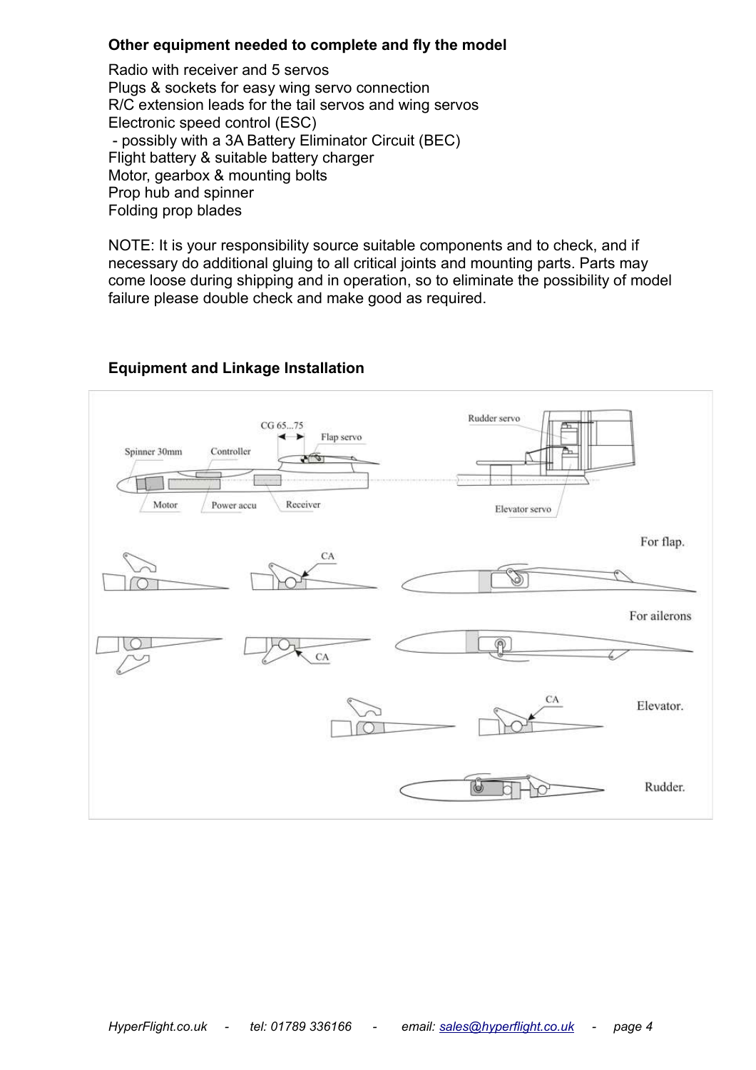### Other equipment needed to complete and fly the model

Radio with receiver and 5 servos
Plugs & sockets for easy wing servo connection
R/C extension leads for the tail servos and wing servos
Electronic speed control (ESC)
 - possibly with a 3A Battery Eliminator Circuit (BEC)
Flight battery & suitable battery charger
Motor, gearbox & mounting bolts
Prop hub and spinner
Folding prop blades

NOTE: It is your responsibility source suitable components and to check, and if necessary do additional gluing to all critical joints and mounting parts. Parts may come loose during shipping and in operation, so to eliminate the possibility of model failure please double check and make good as required.

### Equipment and Linkage Installation

CG 65...75
Flap servo
Spinner 30mm
Controller
Motor
Power accu
Receiver
Rudder servo
Elevator servo

For flap.
CA

For ailerons
CA

Elevator.
CA

Rudder.